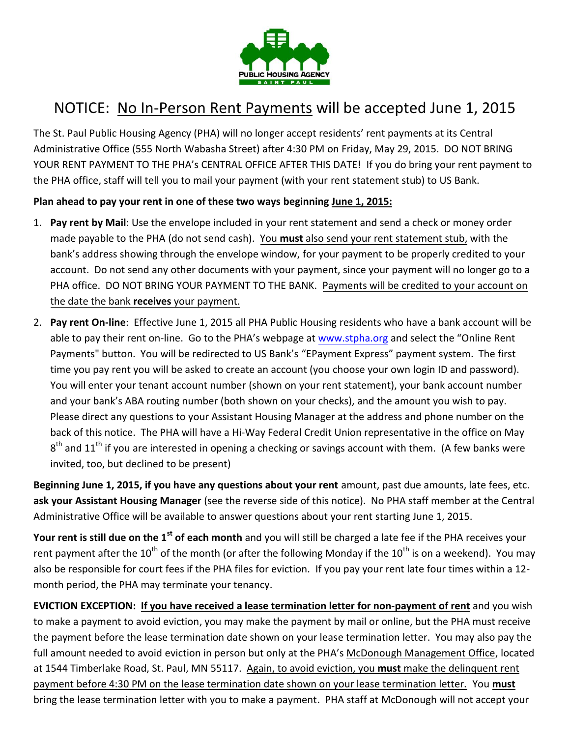PUBLIC HOUSING AGENCY
SAINT PAUL

# NOTICE: No In-Person Rent Payments will be accepted June 1, 2015

The St. Paul Public Housing Agency (PHA) will no longer accept residents' rent payments at its Central Administrative Office (555 North Wabasha Street) after 4:30 PM on Friday, May 29, 2015. DO NOT BRING YOUR RENT PAYMENT TO THE PHA's CENTRAL OFFICE AFTER THIS DATE! If you do bring your rent payment to the PHA office, staff will tell you to mail your payment (with your rent statement stub) to US Bank.

**Plan ahead to pay your rent in one of these two ways beginning June 1, 2015:**

1. **Pay rent by Mail**: Use the envelope included in your rent statement and send a check or money order made payable to the PHA (do not send cash). You **must** also send your rent statement stub, with the bank's address showing through the envelope window, for your payment to be properly credited to your account. Do not send any other documents with your payment, since your payment will no longer go to a PHA office. DO NOT BRING YOUR PAYMENT TO THE BANK. Payments will be credited to your account on the date the bank **receives** your payment.
2. **Pay rent On-line**: Effective June 1, 2015 all PHA Public Housing residents who have a bank account will be able to pay their rent on-line. Go to the PHA's webpage at www.stpha.org and select the "Online Rent Payments" button. You will be redirected to US Bank's "EPayment Express" payment system. The first time you pay rent you will be asked to create an account (you choose your own login ID and password). You will enter your tenant account number (shown on your rent statement), your bank account number and your bank's ABA routing number (both shown on your checks), and the amount you wish to pay. Please direct any questions to your Assistant Housing Manager at the address and phone number on the back of this notice. The PHA will have a Hi-Way Federal Credit Union representative in the office on May 8th and 11th if you are interested in opening a checking or savings account with them. (A few banks were invited, too, but declined to be present)

**Beginning June 1, 2015, if you have any questions about your rent** amount, past due amounts, late fees, etc. **ask your Assistant Housing Manager** (see the reverse side of this notice). No PHA staff member at the Central Administrative Office will be available to answer questions about your rent starting June 1, 2015.

**Your rent is still due on the 1st of each month** and you will still be charged a late fee if the PHA receives your rent payment after the 10th of the month (or after the following Monday if the 10th is on a weekend). You may also be responsible for court fees if the PHA files for eviction. If you pay your rent late four times within a 12-month period, the PHA may terminate your tenancy.

**EVICTION EXCEPTION: If you have received a lease termination letter for non-payment of rent** and you wish to make a payment to avoid eviction, you may make the payment by mail or online, but the PHA must receive the payment before the lease termination date shown on your lease termination letter. You may also pay the full amount needed to avoid eviction in person but only at the PHA's McDonough Management Office, located at 1544 Timberlake Road, St. Paul, MN 55117. Again, to avoid eviction, you **must** make the delinquent rent payment before 4:30 PM on the lease termination date shown on your lease termination letter. You **must** bring the lease termination letter with you to make a payment. PHA staff at McDonough will not accept your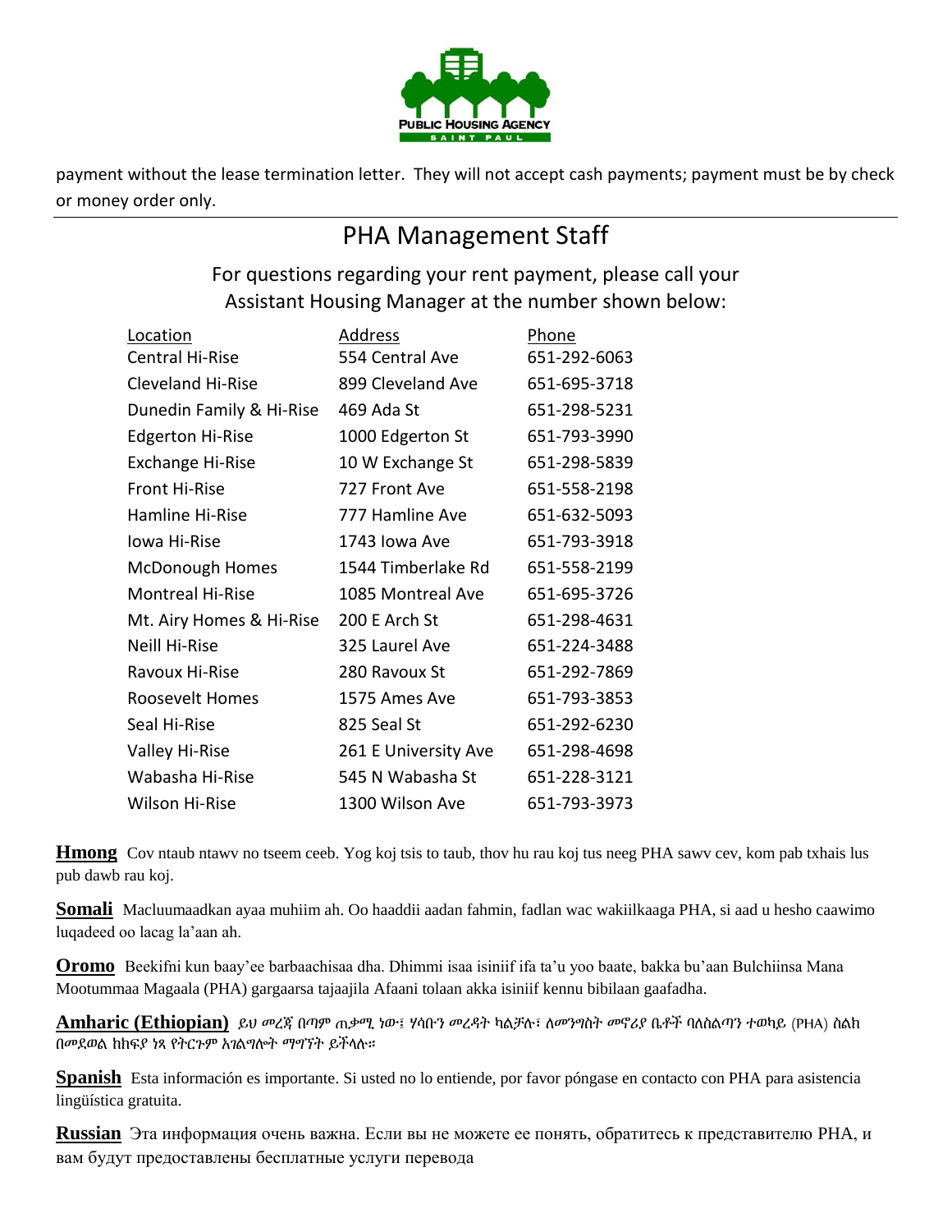payment without the lease termination letter. They will not accept cash payments; payment must be by check or money order only.

---

## PHA Management Staff

For questions regarding your rent payment, please call your Assistant Housing Manager at the number shown below:

| Location | Address | Phone |
|---|---|---|
| Central Hi-Rise | 554 Central Ave | 651-292-6063 |
| Cleveland Hi-Rise | 899 Cleveland Ave | 651-695-3718 |
| Dunedin Family & Hi-Rise | 469 Ada St | 651-298-5231 |
| Edgerton Hi-Rise | 1000 Edgerton St | 651-793-3990 |
| Exchange Hi-Rise | 10 W Exchange St | 651-298-5839 |
| Front Hi-Rise | 727 Front Ave | 651-558-2198 |
| Hamline Hi-Rise | 777 Hamline Ave | 651-632-5093 |
| Iowa Hi-Rise | 1743 Iowa Ave | 651-793-3918 |
| McDonough Homes | 1544 Timberlake Rd | 651-558-2199 |
| Montreal Hi-Rise | 1085 Montreal Ave | 651-695-3726 |
| Mt. Airy Homes & Hi-Rise | 200 E Arch St | 651-298-4631 |
| Neill Hi-Rise | 325 Laurel Ave | 651-224-3488 |
| Ravoux Hi-Rise | 280 Ravoux St | 651-292-7869 |
| Roosevelt Homes | 1575 Ames Ave | 651-793-3853 |
| Seal Hi-Rise | 825 Seal St | 651-292-6230 |
| Valley Hi-Rise | 261 E University Ave | 651-298-4698 |
| Wabasha Hi-Rise | 545 N Wabasha St | 651-228-3121 |
| Wilson Hi-Rise | 1300 Wilson Ave | 651-793-3973 |

**Hmong** Cov ntaub ntawv no tseem ceeb. Yog koj tsis to taub, thov hu rau koj tus neeg PHA sawv cev, kom pab txhais lus pub dawb rau koj.

**Somali** Macluumaadkan ayaa muhiim ah. Oo haaddii aadan fahmin, fadlan wac wakiilkaaga PHA, si aad u hesho caawimo luqadeed oo lacag la'aan ah.

**Oromo** Beekifni kun baay'ee barbaachisaa dha. Dhimmi isaa isiniif ifa ta'u yoo baate, bakka bu'aan Bulchiinsa Mana Mootummaa Magaala (PHA) gargaarsa tajaajila Afaani tolaan akka isiniif kennu bibilaan gaafadha.

**Amharic (Ethiopian)** ይህ መረጃ በጣም ጠቃሚ ነው፤ ሃሳቡን መረዳት ካልቻሉ፣ ለመንግስት መኖሪያ ቤቶች ባለስልጣን ተወካይ (PHA) ስልክ በመደወል ከክፍያ ነጻ የትርጉም አገልግሎት ማግኘት ይችላሉ።

**Spanish** Esta información es importante. Si usted no lo entiende, por favor póngase en contacto con PHA para asistencia lingüística gratuita.

**Russian** Эта информация очень важна. Если вы не можете ее понять, обратитесь к представителю PHA, и вам будут предоставлены бесплатные услуги перевода